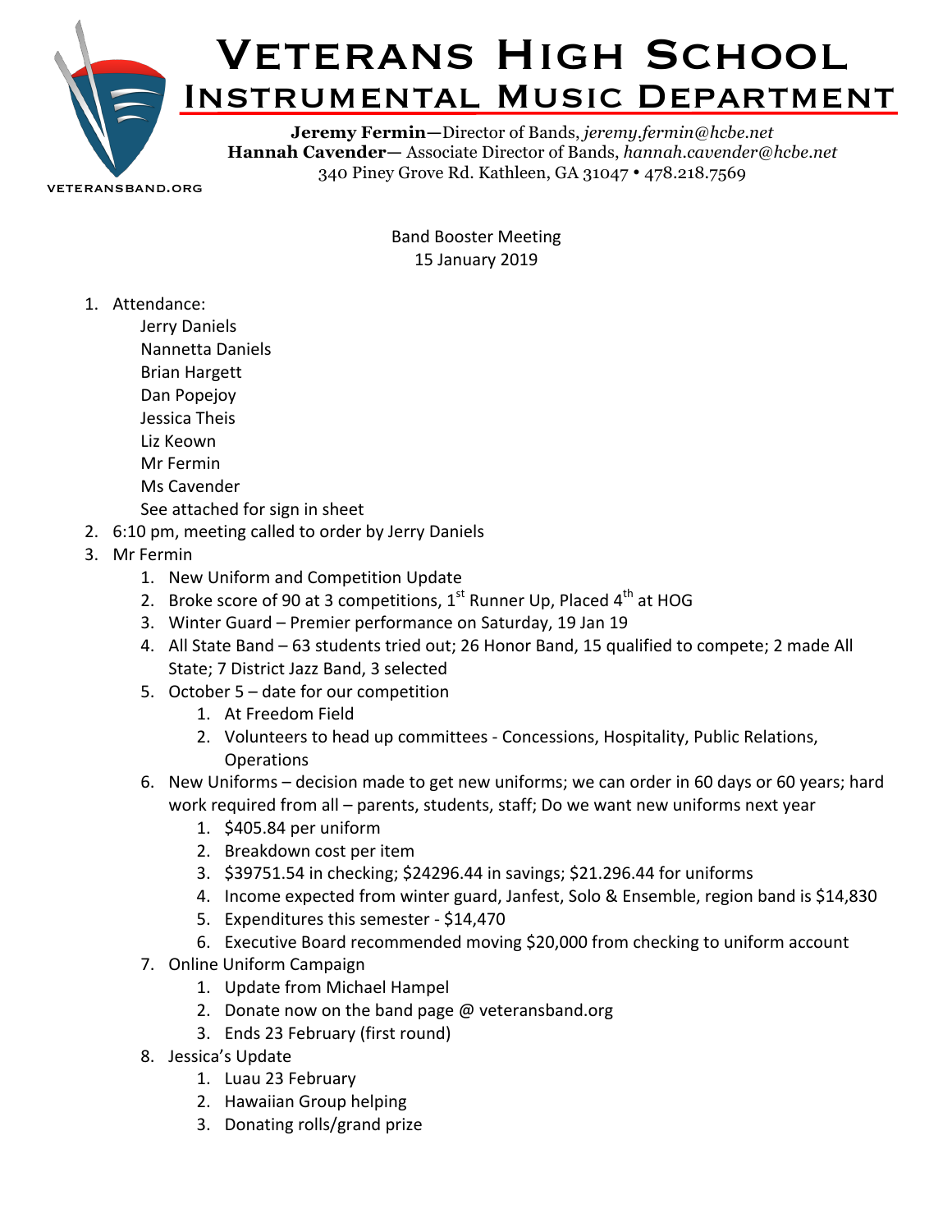# Veterans High School
## Instrumental Music Department

VETERANSBAND.ORG

**Jeremy Fermin**—Director of Bands, *jeremy.fermin@hcbe.net*
**Hannah Cavender**— Associate Director of Bands, *hannah.cavender@hcbe.net*
340 Piney Grove Rd. Kathleen, GA 31047 • 478.218.7569

Band Booster Meeting
15 January 2019

1. Attendance:
   - Jerry Daniels
   - Nannetta Daniels
   - Brian Hargett
   - Dan Popejoy
   - Jessica Theis
   - Liz Keown
   - Mr Fermin
   - Ms Cavender
   - See attached for sign in sheet
2. 6:10 pm, meeting called to order by Jerry Daniels
3. Mr Fermin
   1. New Uniform and Competition Update
   2. Broke score of 90 at 3 competitions, 1st Runner Up, Placed 4th at HOG
   3. Winter Guard – Premier performance on Saturday, 19 Jan 19
   4. All State Band – 63 students tried out; 26 Honor Band, 15 qualified to compete; 2 made All State; 7 District Jazz Band, 3 selected
   5. October 5 – date for our competition
      1. At Freedom Field
      2. Volunteers to head up committees - Concessions, Hospitality, Public Relations, Operations
   6. New Uniforms – decision made to get new uniforms; we can order in 60 days or 60 years; hard work required from all – parents, students, staff; Do we want new uniforms next year
      1. $405.84 per uniform
      2. Breakdown cost per item
      3. $39751.54 in checking; $24296.44 in savings; $21.296.44 for uniforms
      4. Income expected from winter guard, Janfest, Solo & Ensemble, region band is $14,830
      5. Expenditures this semester - $14,470
      6. Executive Board recommended moving $20,000 from checking to uniform account
   7. Online Uniform Campaign
      1. Update from Michael Hampel
      2. Donate now on the band page @ veteransband.org
      3. Ends 23 February (first round)
   8. Jessica's Update
      1. Luau 23 February
      2. Hawaiian Group helping
      3. Donating rolls/grand prize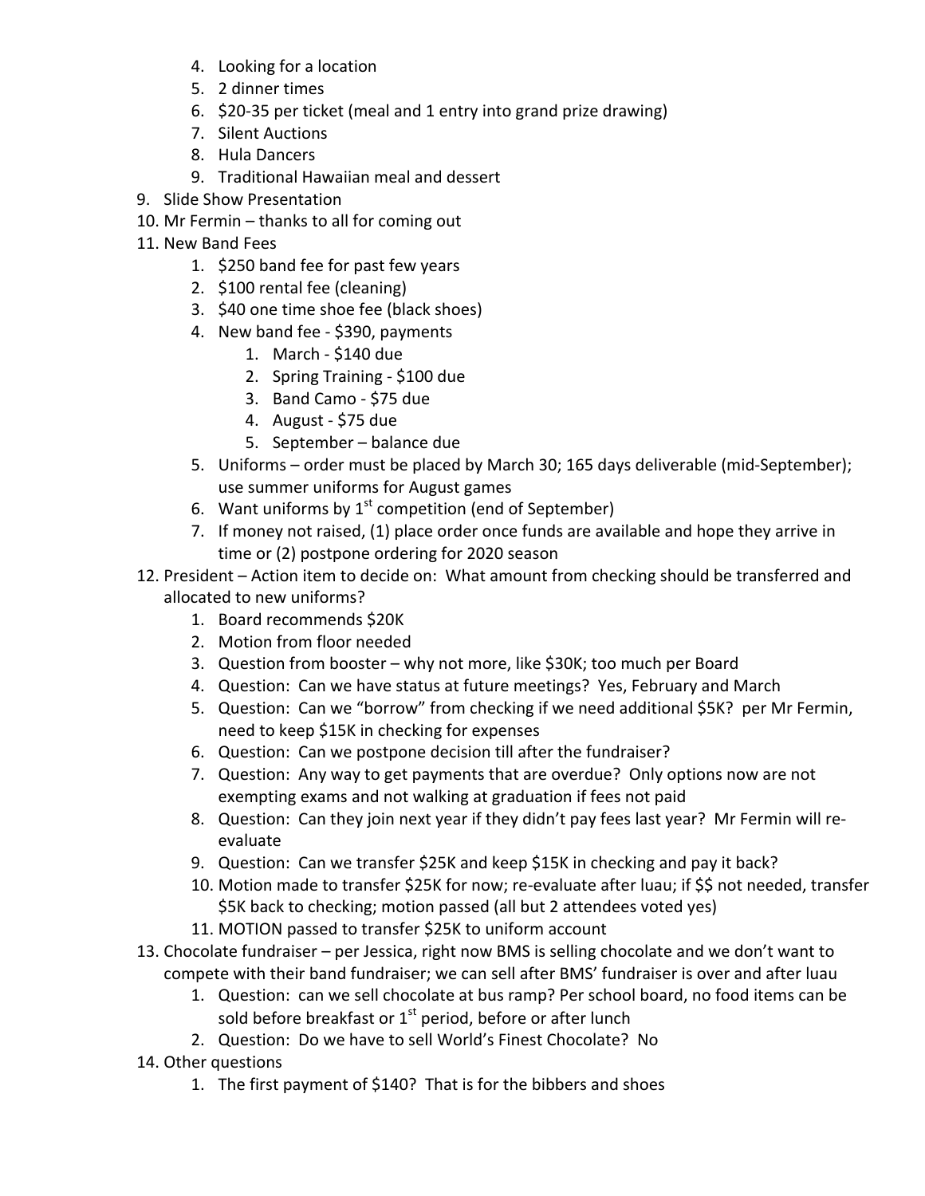4. Looking for a location
   5. 2 dinner times
   6. $20-35 per ticket (meal and 1 entry into grand prize drawing)
   7. Silent Auctions
   8. Hula Dancers
   9. Traditional Hawaiian meal and dessert
9. Slide Show Presentation
10. Mr Fermin – thanks to all for coming out
11. New Band Fees
    1. $250 band fee for past few years
    2. $100 rental fee (cleaning)
    3. $40 one time shoe fee (black shoes)
    4. New band fee - $390, payments
       1. March - $140 due
       2. Spring Training - $100 due
       3. Band Camo - $75 due
       4. August - $75 due
       5. September – balance due
    5. Uniforms – order must be placed by March 30; 165 days deliverable (mid-September); use summer uniforms for August games
    6. Want uniforms by 1st competition (end of September)
    7. If money not raised, (1) place order once funds are available and hope they arrive in time or (2) postpone ordering for 2020 season
12. President – Action item to decide on: What amount from checking should be transferred and allocated to new uniforms?
    1. Board recommends $20K
    2. Motion from floor needed
    3. Question from booster – why not more, like $30K; too much per Board
    4. Question: Can we have status at future meetings? Yes, February and March
    5. Question: Can we "borrow" from checking if we need additional $5K? per Mr Fermin, need to keep $15K in checking for expenses
    6. Question: Can we postpone decision till after the fundraiser?
    7. Question: Any way to get payments that are overdue? Only options now are not exempting exams and not walking at graduation if fees not paid
    8. Question: Can they join next year if they didn't pay fees last year? Mr Fermin will re-evaluate
    9. Question: Can we transfer $25K and keep $15K in checking and pay it back?
    10. Motion made to transfer $25K for now; re-evaluate after luau; if $$ not needed, transfer $5K back to checking; motion passed (all but 2 attendees voted yes)
    11. MOTION passed to transfer $25K to uniform account
13. Chocolate fundraiser – per Jessica, right now BMS is selling chocolate and we don't want to compete with their band fundraiser; we can sell after BMS' fundraiser is over and after luau
    1. Question: can we sell chocolate at bus ramp? Per school board, no food items can be sold before breakfast or 1st period, before or after lunch
    2. Question: Do we have to sell World's Finest Chocolate? No
14. Other questions
    1. The first payment of $140? That is for the bibbers and shoes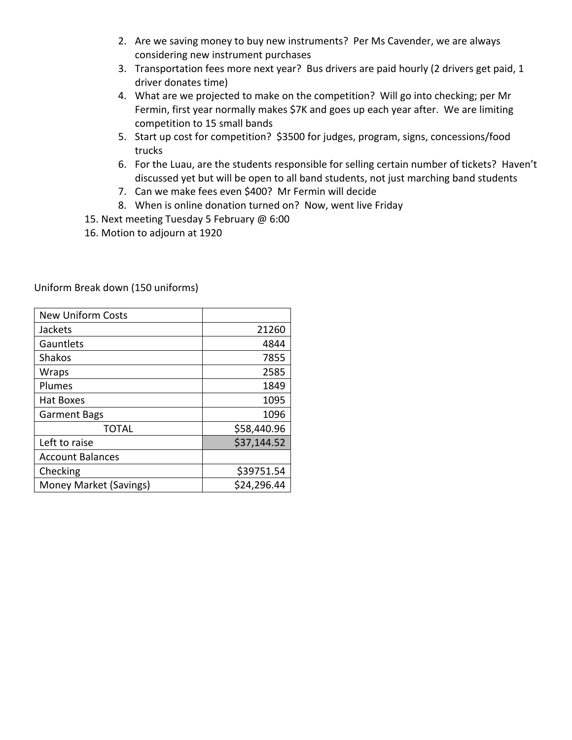2. Are we saving money to buy new instruments? Per Ms Cavender, we are always considering new instrument purchases
3. Transportation fees more next year? Bus drivers are paid hourly (2 drivers get paid, 1 driver donates time)
4. What are we projected to make on the competition? Will go into checking; per Mr Fermin, first year normally makes $7K and goes up each year after. We are limiting competition to 15 small bands
5. Start up cost for competition? $3500 for judges, program, signs, concessions/food trucks
6. For the Luau, are the students responsible for selling certain number of tickets? Haven't discussed yet but will be open to all band students, not just marching band students
7. Can we make fees even $400? Mr Fermin will decide
8. When is online donation turned on? Now, went live Friday

15. Next meeting Tuesday 5 February @ 6:00
16. Motion to adjourn at 1920

Uniform Break down (150 uniforms)

| | |
|---|---|
| New Uniform Costs | |
| Jackets | 21260 |
| Gauntlets | 4844 |
| Shakos | 7855 |
| Wraps | 2585 |
| Plumes | 1849 |
| Hat Boxes | 1095 |
| Garment Bags | 1096 |
| TOTAL | $58,440.96 |
| Left to raise | $37,144.52 |
| Account Balances | |
| Checking | $39751.54 |
| Money Market (Savings) | $24,296.44 |